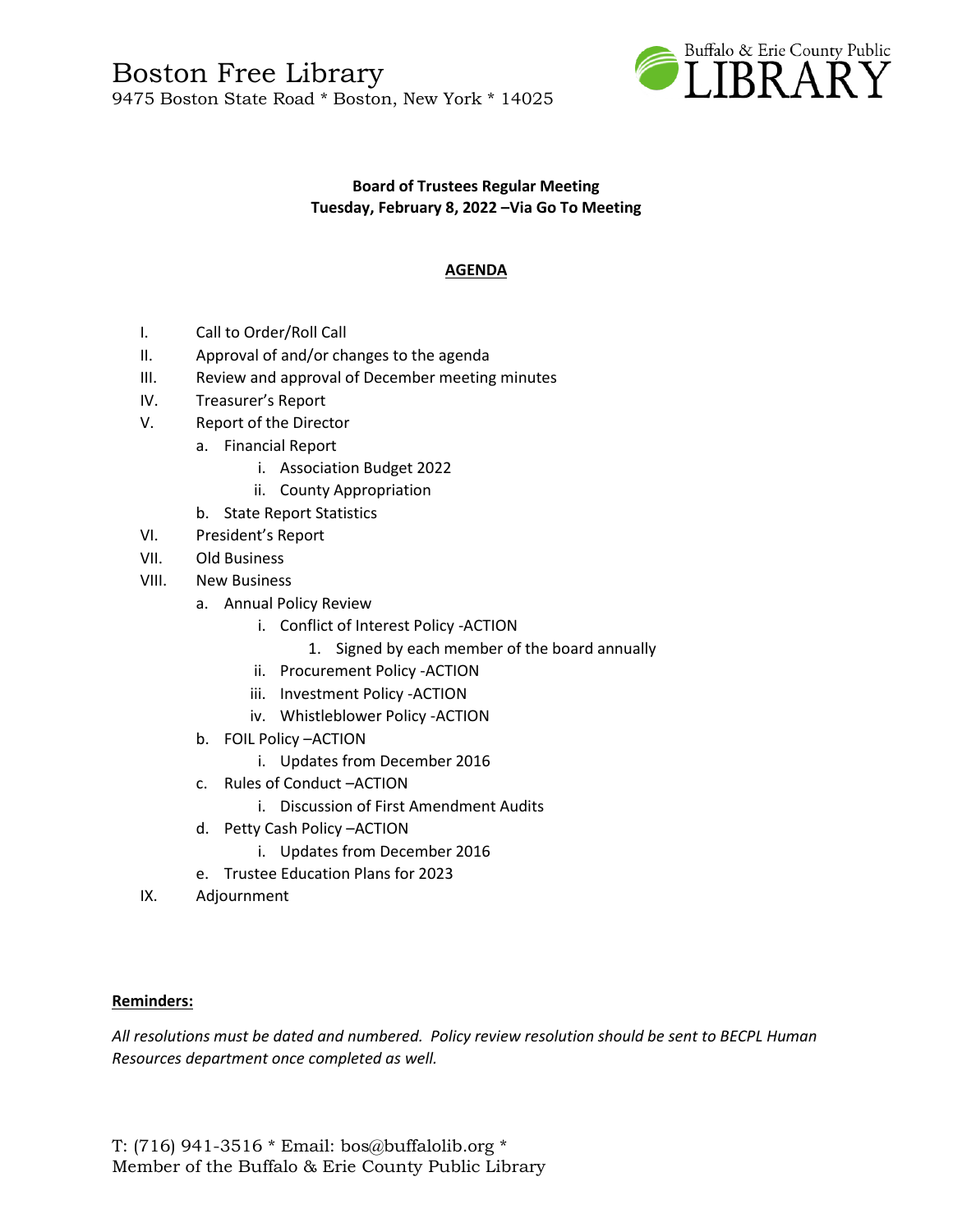# Boston Free Library

9475 Boston State Road * Boston, New York * 14025

Buffalo & Erie County Public LIBRARY

**Board of Trustees Regular Meeting**
**Tuesday, February 8, 2022 –Via Go To Meeting**

## AGENDA

- I. Call to Order/Roll Call
- II. Approval of and/or changes to the agenda
- III. Review and approval of December meeting minutes
- IV. Treasurer's Report
- V. Report of the Director
  - a. Financial Report
    - i. Association Budget 2022
    - ii. County Appropriation
  - b. State Report Statistics
- VI. President's Report
- VII. Old Business
- VIII. New Business
  - a. Annual Policy Review
    - i. Conflict of Interest Policy -ACTION
      1. Signed by each member of the board annually
    - ii. Procurement Policy -ACTION
    - iii. Investment Policy -ACTION
    - iv. Whistleblower Policy -ACTION
  - b. FOIL Policy –ACTION
    - i. Updates from December 2016
  - c. Rules of Conduct –ACTION
    - i. Discussion of First Amendment Audits
  - d. Petty Cash Policy –ACTION
    - i. Updates from December 2016
  - e. Trustee Education Plans for 2023
- IX. Adjournment

**Reminders:**

*All resolutions must be dated and numbered. Policy review resolution should be sent to BECPL Human Resources department once completed as well.*

T: (716) 941-3516 * Email: bos@buffalolib.org *
Member of the Buffalo & Erie County Public Library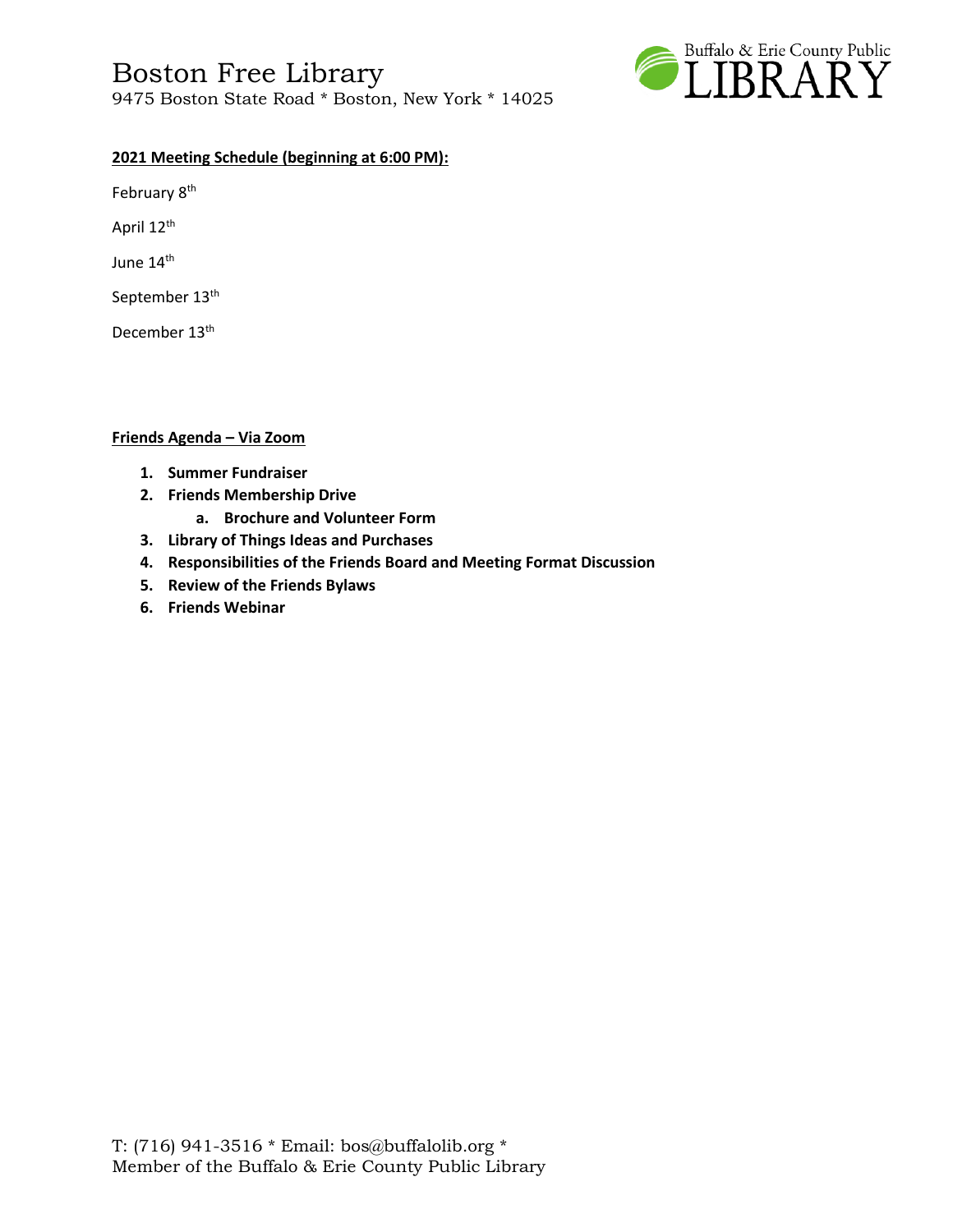# Boston Free Library

9475 Boston State Road * Boston, New York * 14025

Buffalo & Erie County Public LIBRARY

**2021 Meeting Schedule (beginning at 6:00 PM):**

February 8th

April 12th

June 14th

September 13th

December 13th

**Friends Agenda – Via Zoom**

1. **Summer Fundraiser**
2. **Friends Membership Drive**
    a. **Brochure and Volunteer Form**
3. **Library of Things Ideas and Purchases**
4. **Responsibilities of the Friends Board and Meeting Format Discussion**
5. **Review of the Friends Bylaws**
6. **Friends Webinar**

T: (716) 941-3516 * Email: bos@buffalolib.org *
Member of the Buffalo & Erie County Public Library